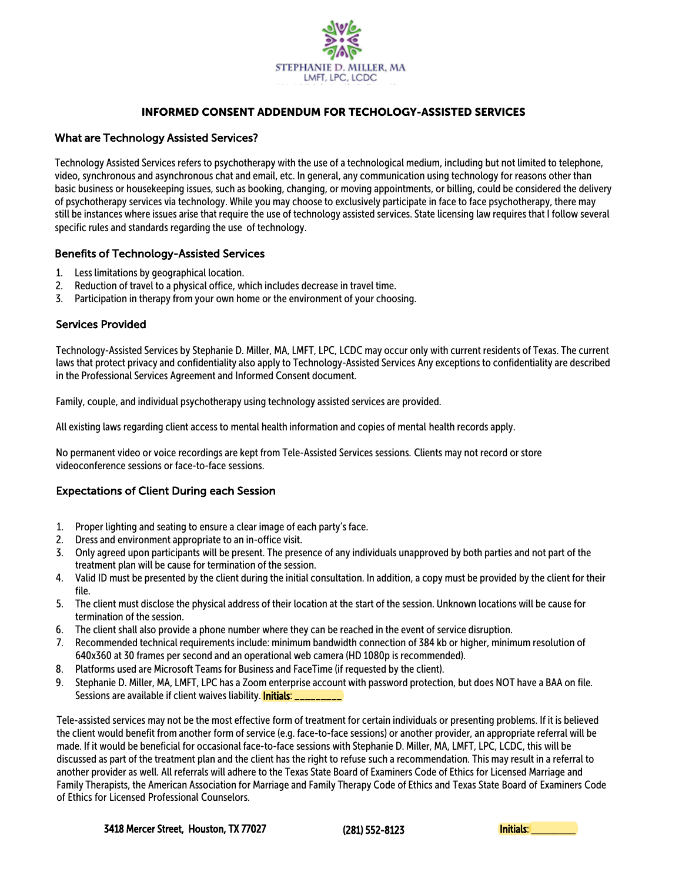STEPHANIE D. MILLER, MA
LMFT, LPC, LCDC

## INFORMED CONSENT ADDENDUM FOR TECHOLOGY-ASSISTED SERVICES

### What are Technology Assisted Services?

Technology Assisted Services refers to psychotherapy with the use of a technological medium, including but not limited to telephone, video, synchronous and asynchronous chat and email, etc. In general, any communication using technology for reasons other than basic business or housekeeping issues, such as booking, changing, or moving appointments, or billing, could be considered the delivery of psychotherapy services via technology. While you may choose to exclusively participate in face to face psychotherapy, there may still be instances where issues arise that require the use of technology assisted services. State licensing law requires that I follow several specific rules and standards regarding the use of technology.

### Benefits of Technology-Assisted Services

1. Less limitations by geographical location.
2. Reduction of travel to a physical office, which includes decrease in travel time.
3. Participation in therapy from your own home or the environment of your choosing.

### Services Provided

Technology-Assisted Services by Stephanie D. Miller, MA, LMFT, LPC, LCDC may occur only with current residents of Texas. The current laws that protect privacy and confidentiality also apply to Technology-Assisted Services Any exceptions to confidentiality are described in the Professional Services Agreement and Informed Consent document.

Family, couple, and individual psychotherapy using technology assisted services are provided.

All existing laws regarding client access to mental health information and copies of mental health records apply.

No permanent video or voice recordings are kept from Tele-Assisted Services sessions. Clients may not record or store videoconference sessions or face-to-face sessions.

### Expectations of Client During each Session

1. Proper lighting and seating to ensure a clear image of each party's face.
2. Dress and environment appropriate to an in-office visit.
3. Only agreed upon participants will be present. The presence of any individuals unapproved by both parties and not part of the treatment plan will be cause for termination of the session.
4. Valid ID must be presented by the client during the initial consultation. In addition, a copy must be provided by the client for their file.
5. The client must disclose the physical address of their location at the start of the session. Unknown locations will be cause for termination of the session.
6. The client shall also provide a phone number where they can be reached in the event of service disruption.
7. Recommended technical requirements include: minimum bandwidth connection of 384 kb or higher, minimum resolution of 640x360 at 30 frames per second and an operational web camera (HD 1080p is recommended).
8. Platforms used are Microsoft Teams for Business and FaceTime (if requested by the client).
9. Stephanie D. Miller, MA, LMFT, LPC has a Zoom enterprise account with password protection, but does NOT have a BAA on file. Sessions are available if client waives liability. **Initials: _________**

Tele-assisted services may not be the most effective form of treatment for certain individuals or presenting problems. If it is believed the client would benefit from another form of service (e.g. face-to-face sessions) or another provider, an appropriate referral will be made. If it would be beneficial for occasional face-to-face sessions with Stephanie D. Miller, MA, LMFT, LPC, LCDC, this will be discussed as part of the treatment plan and the client has the right to refuse such a recommendation. This may result in a referral to another provider as well. All referrals will adhere to the Texas State Board of Examiners Code of Ethics for Licensed Marriage and Family Therapists, the American Association for Marriage and Family Therapy Code of Ethics and Texas State Board of Examiners Code of Ethics for Licensed Professional Counselors.

3418 Mercer Street, Houston, TX 77027 (281) 552-8123 **Initials: _________**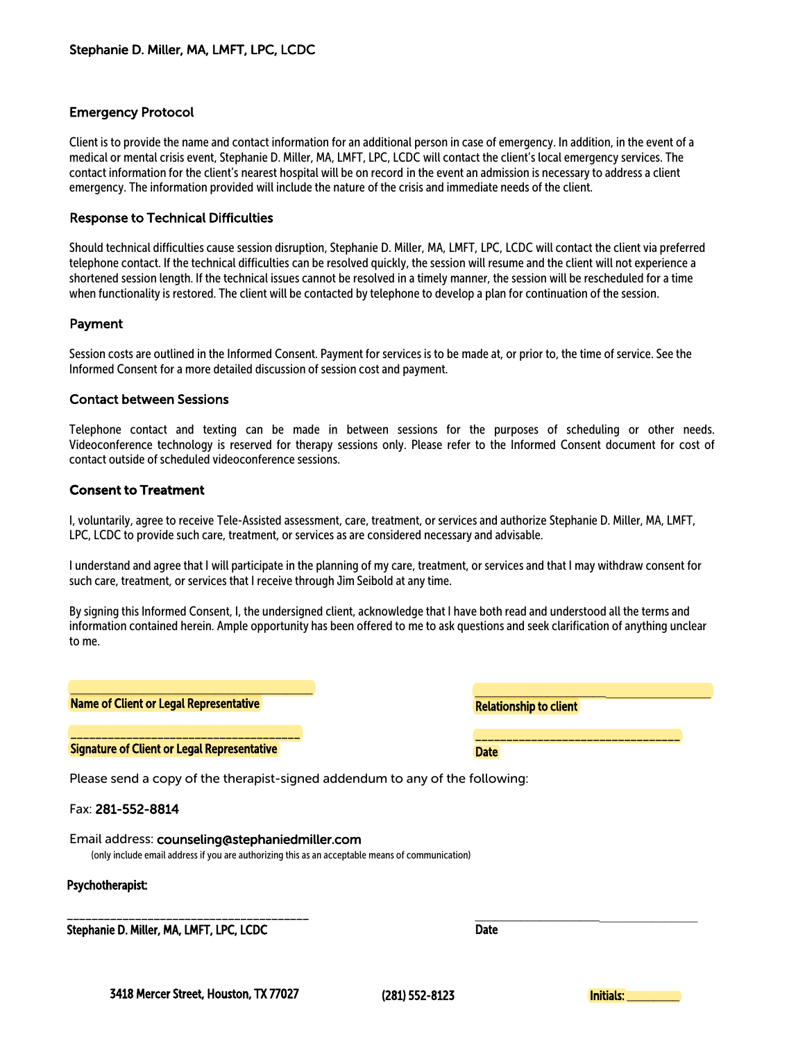### Emergency Protocol

Client is to provide the name and contact information for an additional person in case of emergency. In addition, in the event of a medical or mental crisis event, Stephanie D. Miller, MA, LMFT, LPC, LCDC will contact the client's local emergency services. The contact information for the client's nearest hospital will be on record in the event an admission is necessary to address a client emergency. The information provided will include the nature of the crisis and immediate needs of the client.

### Response to Technical Difficulties

Should technical difficulties cause session disruption, Stephanie D. Miller, MA, LMFT, LPC, LCDC will contact the client via preferred telephone contact. If the technical difficulties can be resolved quickly, the session will resume and the client will not experience a shortened session length. If the technical issues cannot be resolved in a timely manner, the session will be rescheduled for a time when functionality is restored. The client will be contacted by telephone to develop a plan for continuation of the session.

### Payment

Session costs are outlined in the Informed Consent. Payment for services is to be made at, or prior to, the time of service. See the Informed Consent for a more detailed discussion of session cost and payment.

### Contact between Sessions

Telephone contact and texting can be made in between sessions for the purposes of scheduling or other needs. Videoconference technology is reserved for therapy sessions only. Please refer to the Informed Consent document for cost of contact outside of scheduled videoconference sessions.

### Consent to Treatment

I, voluntarily, agree to receive Tele-Assisted assessment, care, treatment, or services and authorize Stephanie D. Miller, MA, LMFT, LPC, LCDC to provide such care, treatment, or services as are considered necessary and advisable.

I understand and agree that I will participate in the planning of my care, treatment, or services and that I may withdraw consent for such care, treatment, or services that I receive through Jim Seibold at any time.

By signing this Informed Consent, I, the undersigned client, acknowledge that I have both read and understood all the terms and information contained herein. Ample opportunity has been offered to me to ask questions and seek clarification of anything unclear to me.

___________________________________
Name of Client or Legal Representative

___________________________________
Relationship to client

___________________________________
Signature of Client or Legal Representative

___________________________________
Date

Please send a copy of the therapist-signed addendum to any of the following:

Fax: 281-552-8814

Email address: counseling@stephaniedmiller.com
(only include email address if you are authorizing this as an acceptable means of communication)

**Psychotherapist:**

___________________________________
Stephanie D. Miller, MA, LMFT, LPC, LCDC

___________________________________
Date

3418 Mercer Street, Houston, TX 77027 (281) 552-8123 Initials: ________